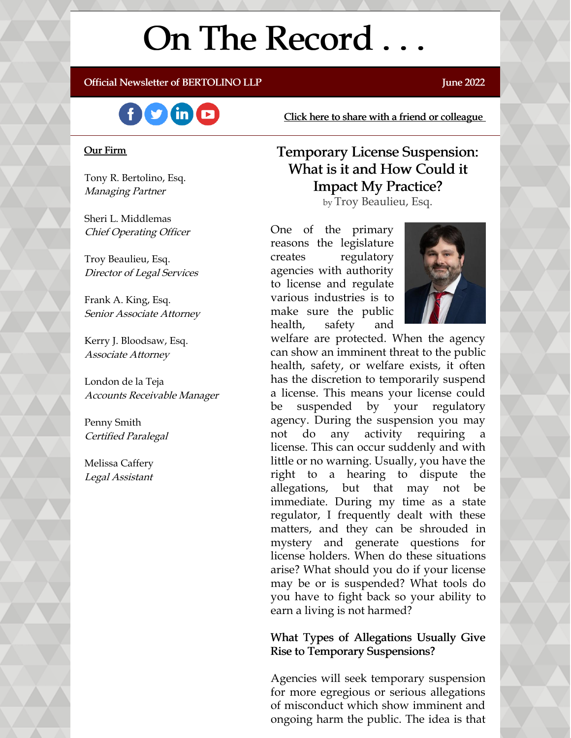# On The Record . . .

Official Newsletter of BERTOLINO LLP | June 2022

[Click here to share with a friend or colleague](#)

**Our Firm**

Tony R. Bertolino, Esq.
*Managing Partner*

Sheri L. Middlemas
*Chief Operating Officer*

Troy Beaulieu, Esq.
*Director of Legal Services*

Frank A. King, Esq.
*Senior Associate Attorney*

Kerry J. Bloodsaw, Esq.
*Associate Attorney*

London de la Teja
*Accounts Receivable Manager*

Penny Smith
*Certified Paralegal*

Melissa Caffery
*Legal Assistant*

## Temporary License Suspension: What is it and How Could it Impact My Practice?

by Troy Beaulieu, Esq.

One of the primary reasons the legislature creates regulatory agencies with authority to license and regulate various industries is to make sure the public health, safety and welfare are protected. When the agency can show an imminent threat to the public health, safety, or welfare exists, it often has the discretion to temporarily suspend a license. This means your license could be suspended by your regulatory agency. During the suspension you may not do any activity requiring a license. This can occur suddenly and with little or no warning. Usually, you have the right to a hearing to dispute the allegations, but that may not be immediate. During my time as a state regulator, I frequently dealt with these matters, and they can be shrouded in mystery and generate questions for license holders. When do these situations arise? What should you do if your license may be or is suspended? What tools do you have to fight back so your ability to earn a living is not harmed?

### What Types of Allegations Usually Give Rise to Temporary Suspensions?

Agencies will seek temporary suspension for more egregious or serious allegations of misconduct which show imminent and ongoing harm the public. The idea is that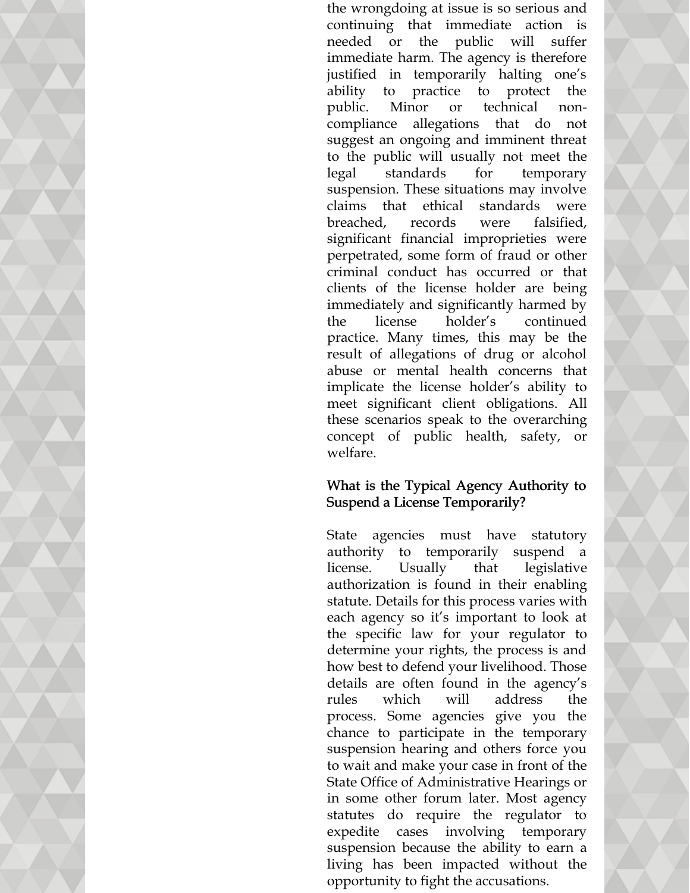the wrongdoing at issue is so serious and continuing that immediate action is needed or the public will suffer immediate harm. The agency is therefore justified in temporarily halting one's ability to practice to protect the public. Minor or technical non-compliance allegations that do not suggest an ongoing and imminent threat to the public will usually not meet the legal standards for temporary suspension. These situations may involve claims that ethical standards were breached, records were falsified, significant financial improprieties were perpetrated, some form of fraud or other criminal conduct has occurred or that clients of the license holder are being immediately and significantly harmed by the license holder's continued practice. Many times, this may be the result of allegations of drug or alcohol abuse or mental health concerns that implicate the license holder's ability to meet significant client obligations. All these scenarios speak to the overarching concept of public health, safety, or welfare.

**What is the Typical Agency Authority to Suspend a License Temporarily?**

State agencies must have statutory authority to temporarily suspend a license. Usually that legislative authorization is found in their enabling statute. Details for this process varies with each agency so it's important to look at the specific law for your regulator to determine your rights, the process is and how best to defend your livelihood. Those details are often found in the agency's rules which will address the process. Some agencies give you the chance to participate in the temporary suspension hearing and others force you to wait and make your case in front of the State Office of Administrative Hearings or in some other forum later. Most agency statutes do require the regulator to expedite cases involving temporary suspension because the ability to earn a living has been impacted without the opportunity to fight the accusations.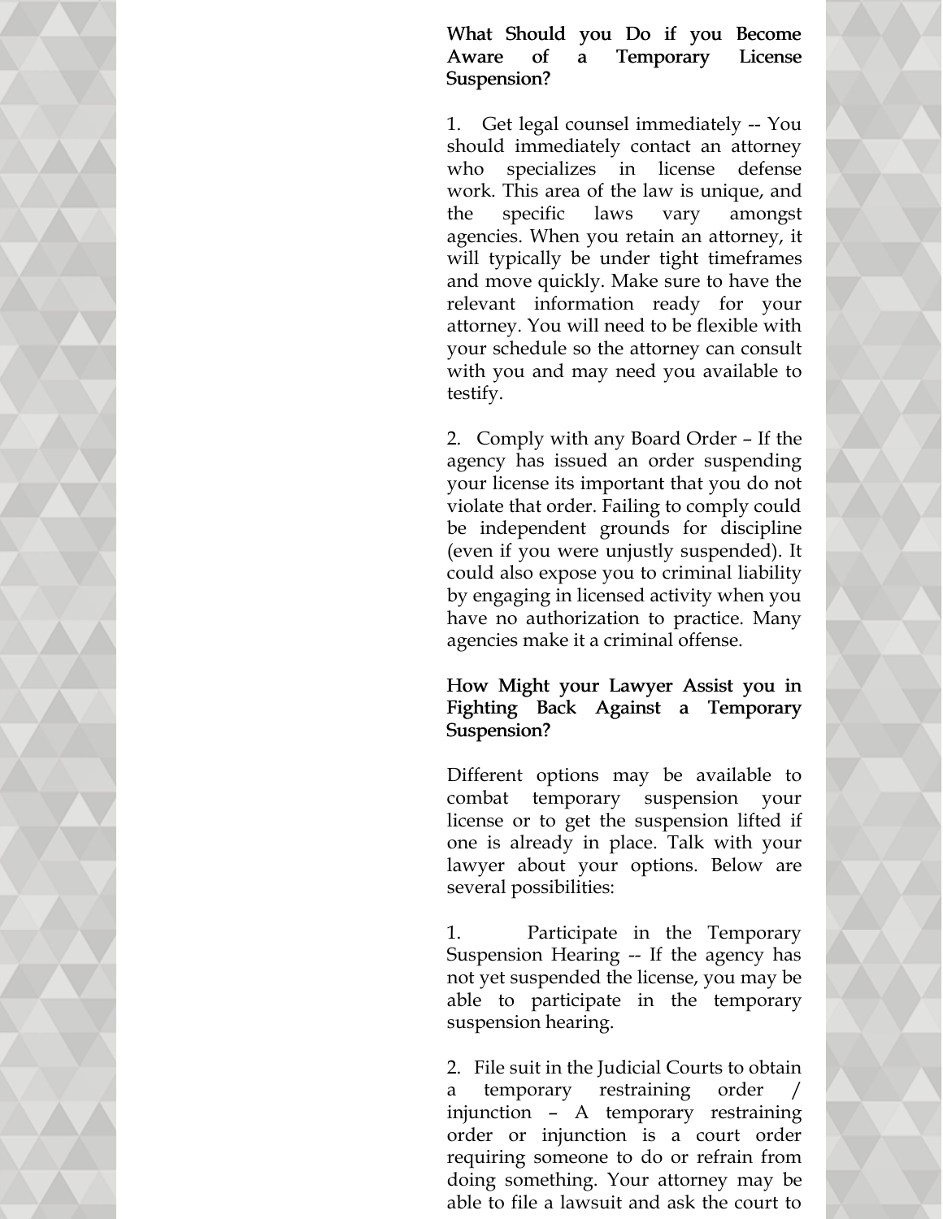### What Should you Do if you Become Aware of a Temporary License Suspension?

1. Get legal counsel immediately -- You should immediately contact an attorney who specializes in license defense work. This area of the law is unique, and the specific laws vary amongst agencies. When you retain an attorney, it will typically be under tight timeframes and move quickly. Make sure to have the relevant information ready for your attorney. You will need to be flexible with your schedule so the attorney can consult with you and may need you available to testify.

2. Comply with any Board Order – If the agency has issued an order suspending your license its important that you do not violate that order. Failing to comply could be independent grounds for discipline (even if you were unjustly suspended). It could also expose you to criminal liability by engaging in licensed activity when you have no authorization to practice. Many agencies make it a criminal offense.

### How Might your Lawyer Assist you in Fighting Back Against a Temporary Suspension?

Different options may be available to combat temporary suspension your license or to get the suspension lifted if one is already in place. Talk with your lawyer about your options. Below are several possibilities:

1. Participate in the Temporary Suspension Hearing -- If the agency has not yet suspended the license, you may be able to participate in the temporary suspension hearing.

2. File suit in the Judicial Courts to obtain a temporary restraining order / injunction – A temporary restraining order or injunction is a court order requiring someone to do or refrain from doing something. Your attorney may be able to file a lawsuit and ask the court to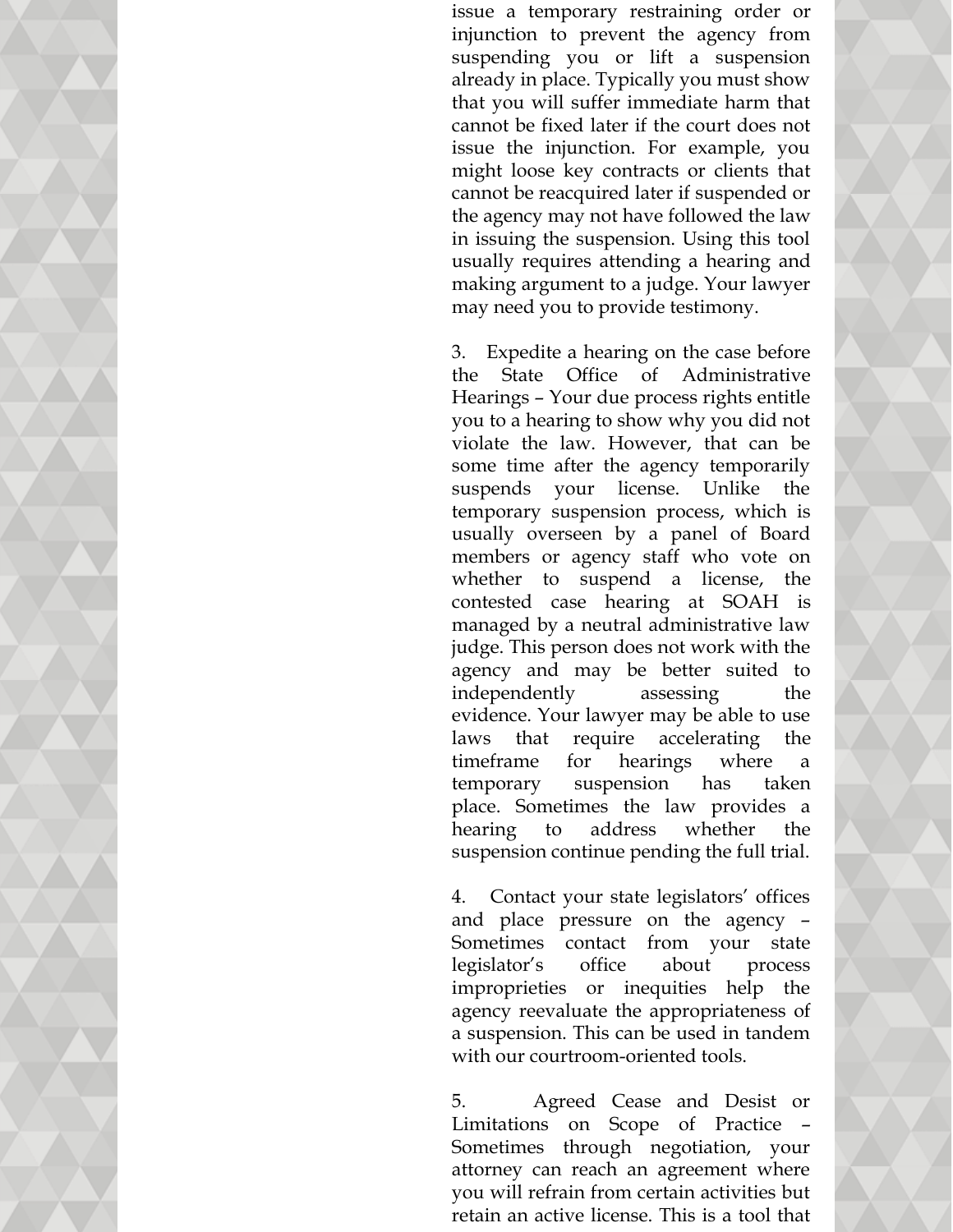issue a temporary restraining order or injunction to prevent the agency from suspending you or lift a suspension already in place. Typically you must show that you will suffer immediate harm that cannot be fixed later if the court does not issue the injunction. For example, you might loose key contracts or clients that cannot be reacquired later if suspended or the agency may not have followed the law in issuing the suspension. Using this tool usually requires attending a hearing and making argument to a judge. Your lawyer may need you to provide testimony.

3. Expedite a hearing on the case before the State Office of Administrative Hearings – Your due process rights entitle you to a hearing to show why you did not violate the law. However, that can be some time after the agency temporarily suspends your license. Unlike the temporary suspension process, which is usually overseen by a panel of Board members or agency staff who vote on whether to suspend a license, the contested case hearing at SOAH is managed by a neutral administrative law judge. This person does not work with the agency and may be better suited to independently assessing the evidence. Your lawyer may be able to use laws that require accelerating the timeframe for hearings where a temporary suspension has taken place. Sometimes the law provides a hearing to address whether the suspension continue pending the full trial.

4. Contact your state legislators' offices and place pressure on the agency – Sometimes contact from your state legislator's office about process improprieties or inequities help the agency reevaluate the appropriateness of a suspension. This can be used in tandem with our courtroom-oriented tools.

5. Agreed Cease and Desist or Limitations on Scope of Practice – Sometimes through negotiation, your attorney can reach an agreement where you will refrain from certain activities but retain an active license. This is a tool that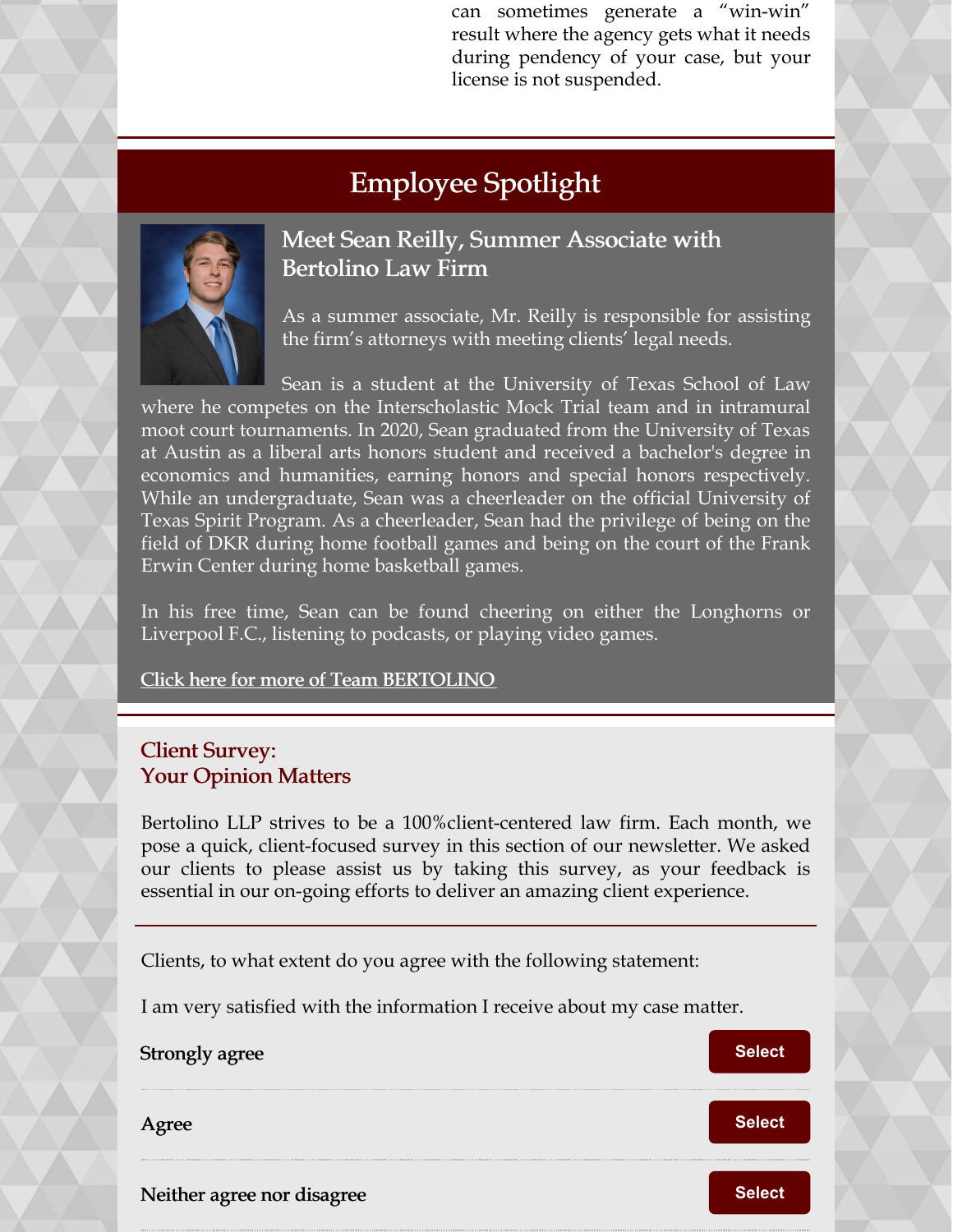can sometimes generate a "win-win" result where the agency gets what it needs during pendency of your case, but your license is not suspended.

## Employee Spotlight

### Meet Sean Reilly, Summer Associate with Bertolino Law Firm

As a summer associate, Mr. Reilly is responsible for assisting the firm's attorneys with meeting clients' legal needs.

Sean is a student at the University of Texas School of Law where he competes on the Interscholastic Mock Trial team and in intramural moot court tournaments. In 2020, Sean graduated from the University of Texas at Austin as a liberal arts honors student and received a bachelor's degree in economics and humanities, earning honors and special honors respectively. While an undergraduate, Sean was a cheerleader on the official University of Texas Spirit Program. As a cheerleader, Sean had the privilege of being on the field of DKR during home football games and being on the court of the Frank Erwin Center during home basketball games.

In his free time, Sean can be found cheering on either the Longhorns or Liverpool F.C., listening to podcasts, or playing video games.

Click here for more of Team BERTOLINO

## Client Survey: Your Opinion Matters

Bertolino LLP strives to be a 100%client-centered law firm. Each month, we pose a quick, client-focused survey in this section of our newsletter. We asked our clients to please assist us by taking this survey, as your feedback is essential in our on-going efforts to deliver an amazing client experience.

Clients, to what extent do you agree with the following statement:

I am very satisfied with the information I receive about my case matter.

Strongly agree — Select

Agree — Select

Neither agree nor disagree — Select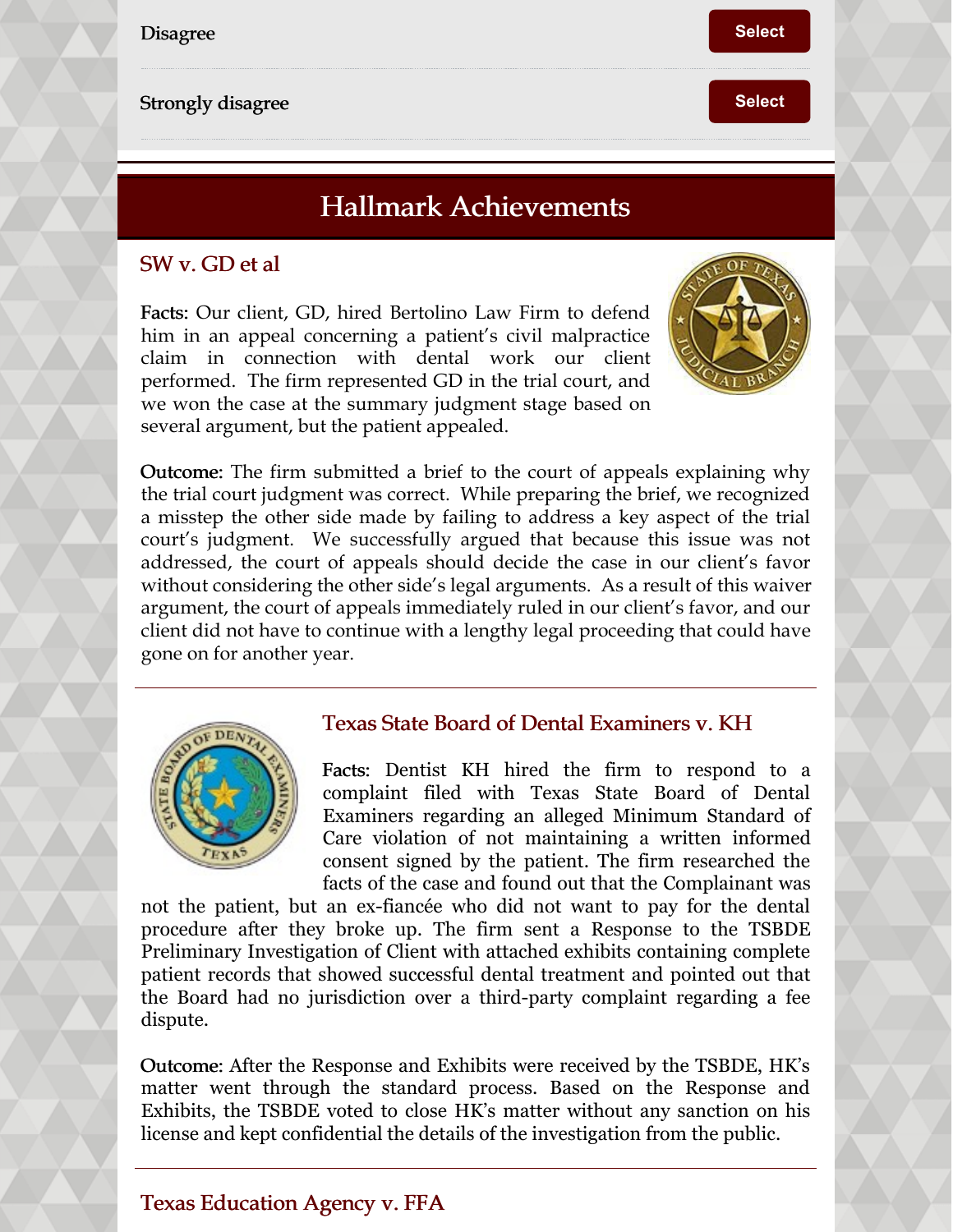Disagree

Select

Strongly disagree

Select

## Hallmark Achievements

### SW v. GD et al

**Facts:** Our client, GD, hired Bertolino Law Firm to defend him in an appeal concerning a patient's civil malpractice claim in connection with dental work our client performed. The firm represented GD in the trial court, and we won the case at the summary judgment stage based on several argument, but the patient appealed.

**Outcome:** The firm submitted a brief to the court of appeals explaining why the trial court judgment was correct. While preparing the brief, we recognized a misstep the other side made by failing to address a key aspect of the trial court's judgment. We successfully argued that because this issue was not addressed, the court of appeals should decide the case in our client's favor without considering the other side's legal arguments. As a result of this waiver argument, the court of appeals immediately ruled in our client's favor, and our client did not have to continue with a lengthy legal proceeding that could have gone on for another year.

### Texas State Board of Dental Examiners v. KH

**Facts:** Dentist KH hired the firm to respond to a complaint filed with Texas State Board of Dental Examiners regarding an alleged Minimum Standard of Care violation of not maintaining a written informed consent signed by the patient. The firm researched the facts of the case and found out that the Complainant was not the patient, but an ex-fiancée who did not want to pay for the dental procedure after they broke up. The firm sent a Response to the TSBDE Preliminary Investigation of Client with attached exhibits containing complete patient records that showed successful dental treatment and pointed out that the Board had no jurisdiction over a third-party complaint regarding a fee dispute.

**Outcome:** After the Response and Exhibits were received by the TSBDE, HK's matter went through the standard process. Based on the Response and Exhibits, the TSBDE voted to close HK's matter without any sanction on his license and kept confidential the details of the investigation from the public.

### Texas Education Agency v. FFA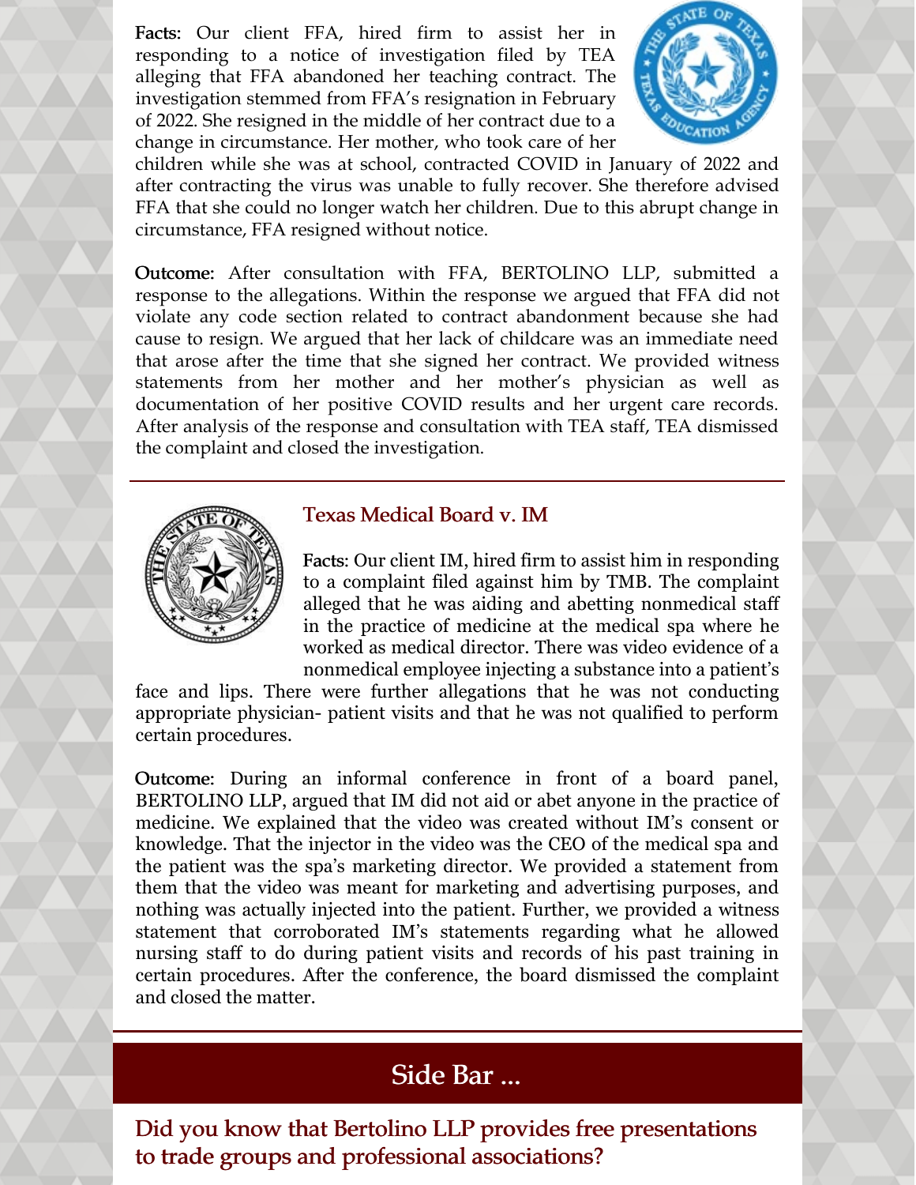**Facts:** Our client FFA, hired firm to assist her in responding to a notice of investigation filed by TEA alleging that FFA abandoned her teaching contract. The investigation stemmed from FFA's resignation in February of 2022. She resigned in the middle of her contract due to a change in circumstance. Her mother, who took care of her children while she was at school, contracted COVID in January of 2022 and after contracting the virus was unable to fully recover. She therefore advised FFA that she could no longer watch her children. Due to this abrupt change in circumstance, FFA resigned without notice.

**Outcome:** After consultation with FFA, BERTOLINO LLP, submitted a response to the allegations. Within the response we argued that FFA did not violate any code section related to contract abandonment because she had cause to resign. We argued that her lack of childcare was an immediate need that arose after the time that she signed her contract. We provided witness statements from her mother and her mother's physician as well as documentation of her positive COVID results and her urgent care records. After analysis of the response and consultation with TEA staff, TEA dismissed the complaint and closed the investigation.

---

### Texas Medical Board v. IM

**Facts:** Our client IM, hired firm to assist him in responding to a complaint filed against him by TMB. The complaint alleged that he was aiding and abetting nonmedical staff in the practice of medicine at the medical spa where he worked as medical director. There was video evidence of a nonmedical employee injecting a substance into a patient's face and lips. There were further allegations that he was not conducting appropriate physician- patient visits and that he was not qualified to perform certain procedures.

**Outcome:** During an informal conference in front of a board panel, BERTOLINO LLP, argued that IM did not aid or abet anyone in the practice of medicine. We explained that the video was created without IM's consent or knowledge. That the injector in the video was the CEO of the medical spa and the patient was the spa's marketing director. We provided a statement from them that the video was meant for marketing and advertising purposes, and nothing was actually injected into the patient. Further, we provided a witness statement that corroborated IM's statements regarding what he allowed nursing staff to do during patient visits and records of his past training in certain procedures. After the conference, the board dismissed the complaint and closed the matter.

---

## Side Bar ...

### Did you know that Bertolino LLP provides free presentations to trade groups and professional associations?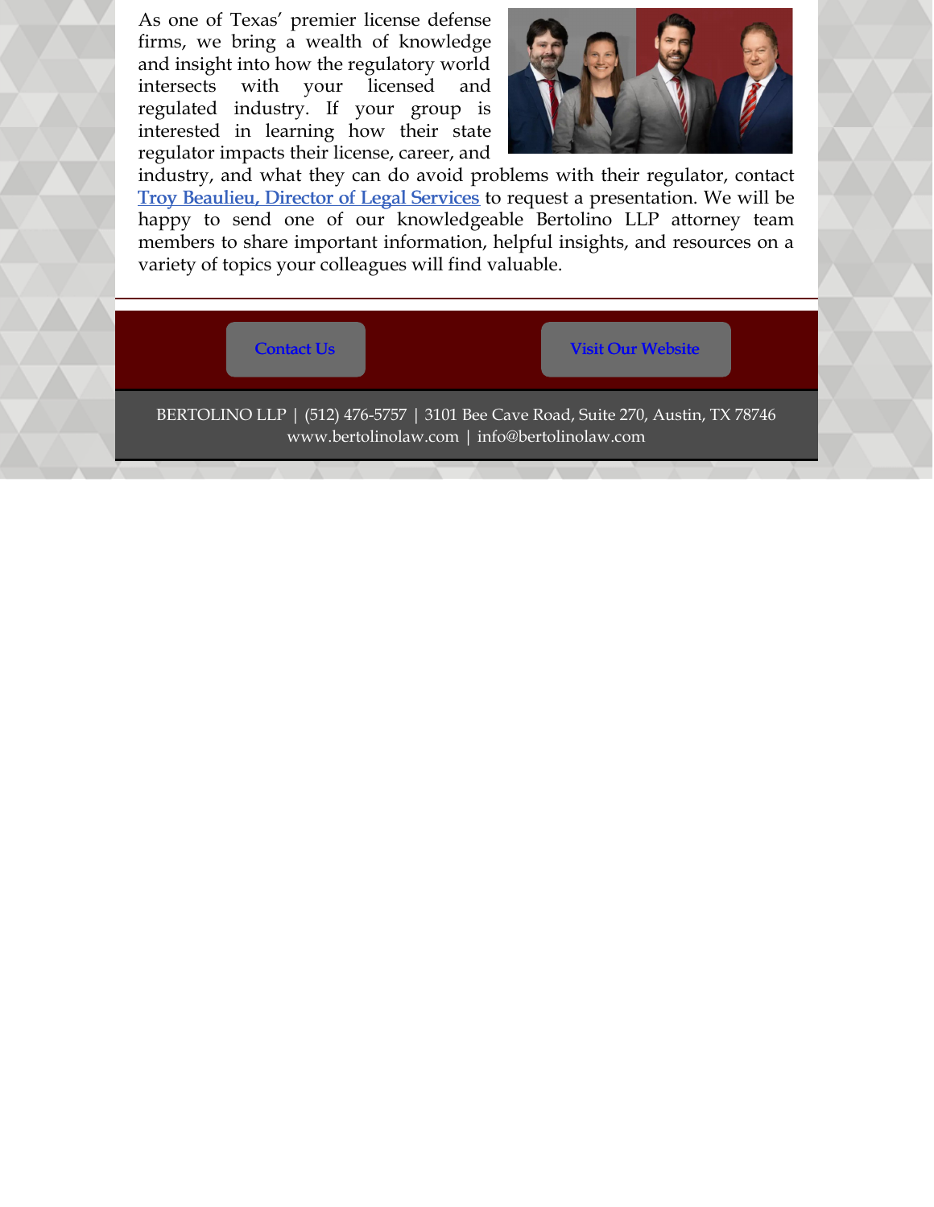As one of Texas' premier license defense firms, we bring a wealth of knowledge and insight into how the regulatory world intersects with your licensed and regulated industry. If your group is interested in learning how their state regulator impacts their license, career, and industry, and what they can do avoid problems with their regulator, contact Troy Beaulieu, Director of Legal Services to request a presentation. We will be happy to send one of our knowledgeable Bertolino LLP attorney team members to share important information, helpful insights, and resources on a variety of topics your colleagues will find valuable.

Contact Us

Visit Our Website

BERTOLINO LLP | (512) 476-5757 | 3101 Bee Cave Road, Suite 270, Austin, TX 78746
www.bertolinolaw.com | info@bertolinolaw.com